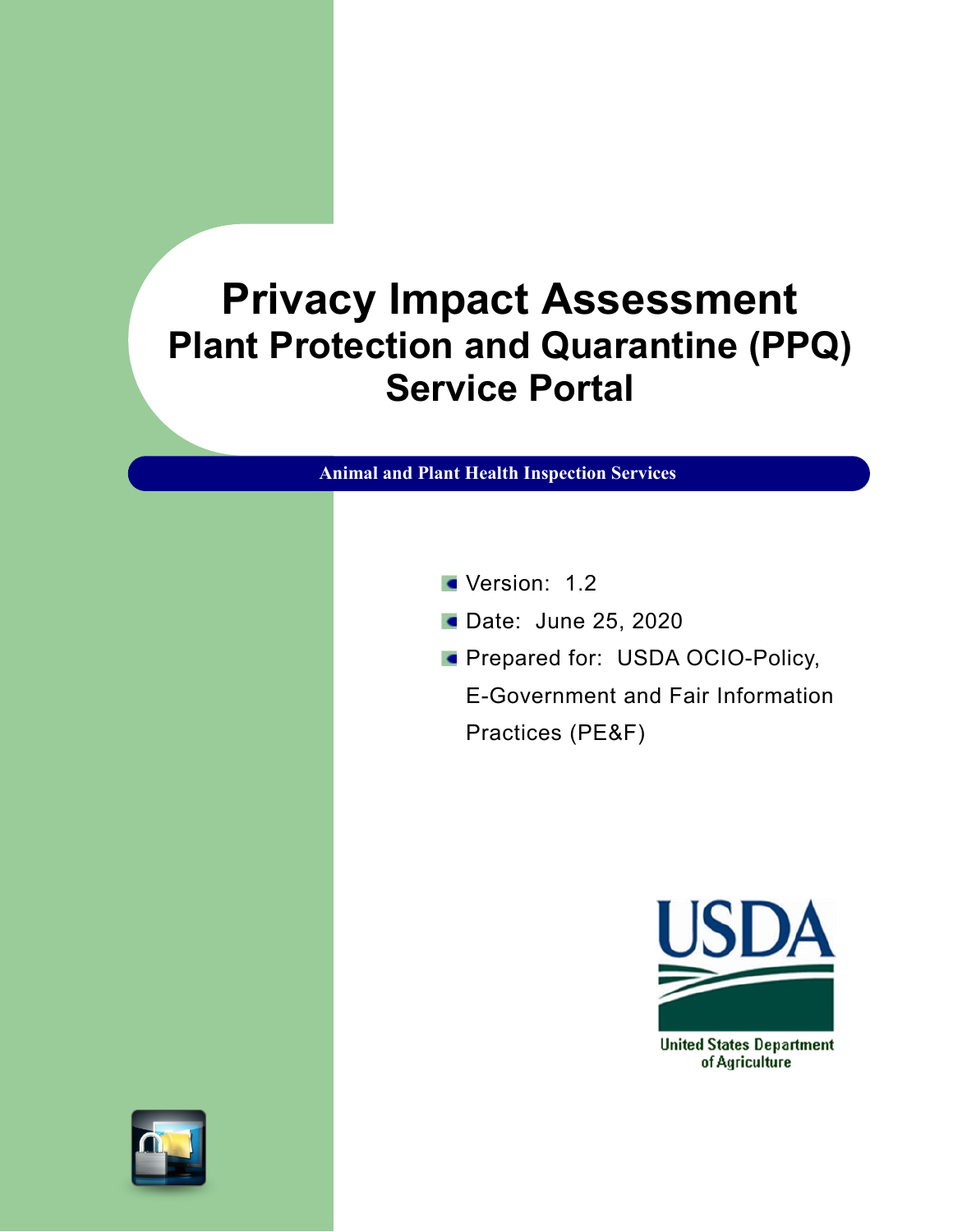# Privacy Impact Assessment

## Plant Protection and Quarantine (PPQ) Service Portal

**Animal and Plant Health Inspection Services**

- Version: 1.2
- Date: June 25, 2020
- Prepared for: USDA OCIO-Policy, E-Government and Fair Information Practices (PE&F)

United States Department of Agriculture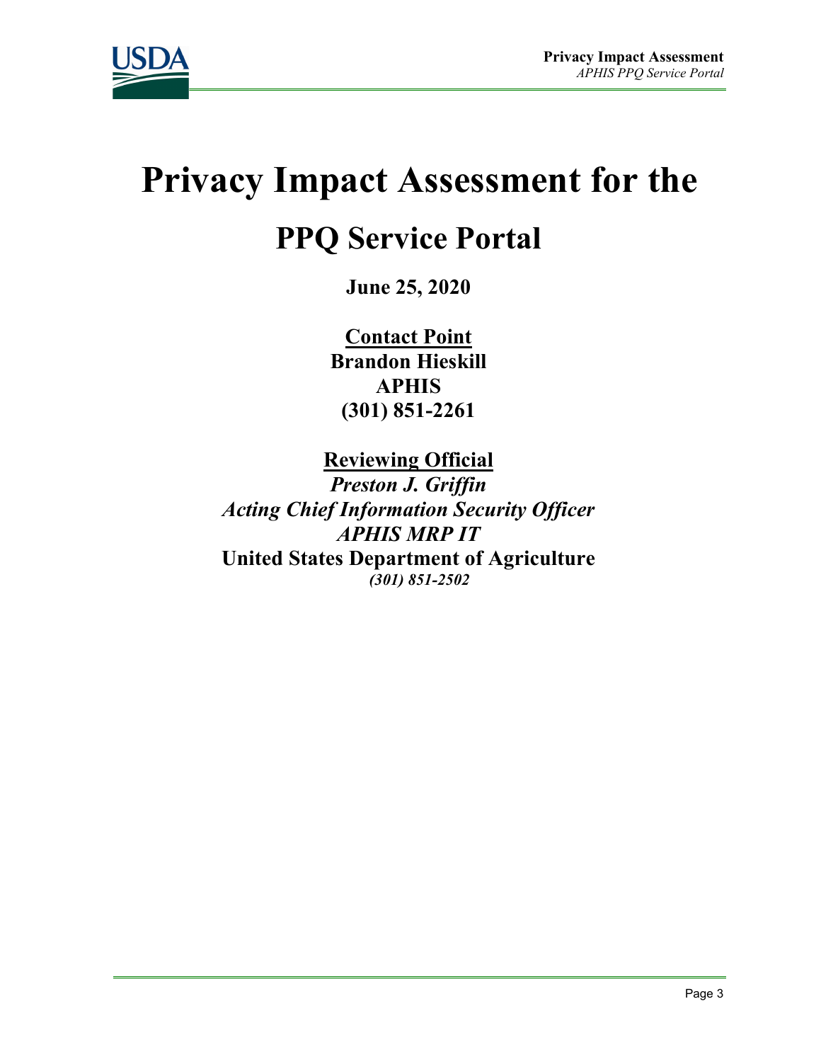# Privacy Impact Assessment for the

## PPQ Service Portal

**June 25, 2020**

**Contact Point**
**Brandon Hieskill**
**APHIS**
**(301) 851-2261**

**Reviewing Official**
***Preston J. Griffin***
***Acting Chief Information Security Officer***
***APHIS MRP IT***
**United States Department of Agriculture**
***(301) 851-2502***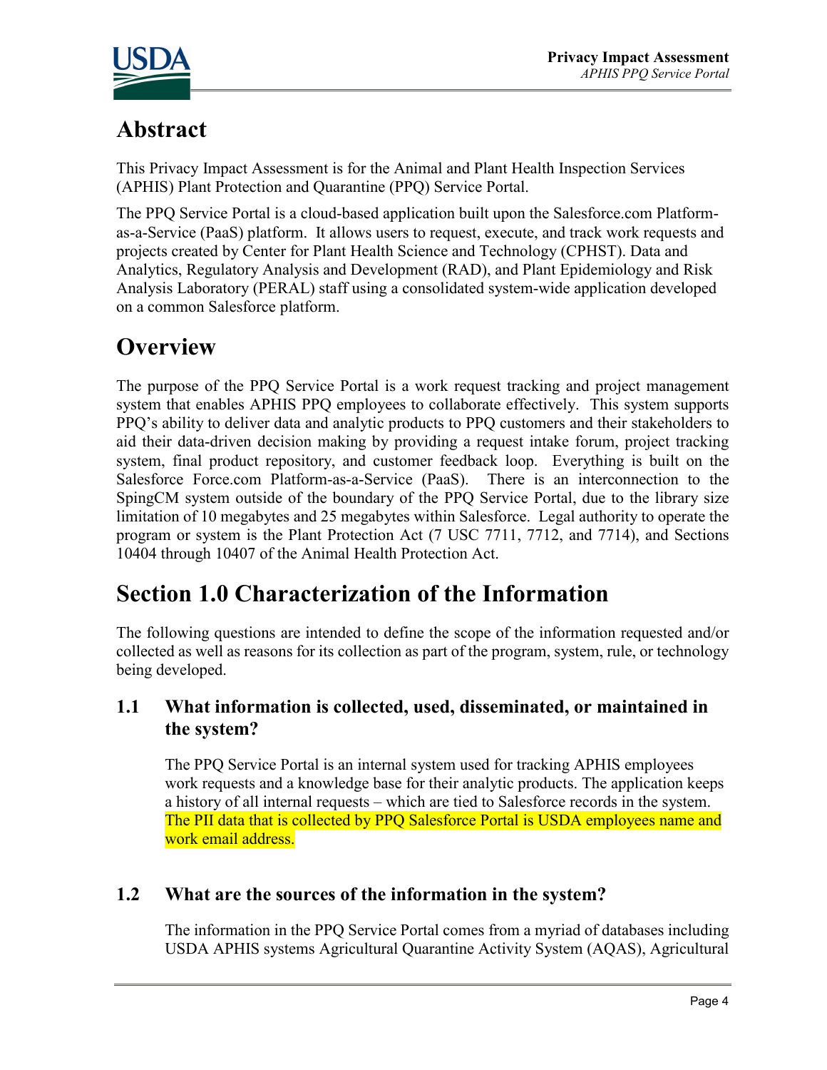# Abstract

This Privacy Impact Assessment is for the Animal and Plant Health Inspection Services (APHIS) Plant Protection and Quarantine (PPQ) Service Portal.

The PPQ Service Portal is a cloud-based application built upon the Salesforce.com Platform-as-a-Service (PaaS) platform. It allows users to request, execute, and track work requests and projects created by Center for Plant Health Science and Technology (CPHST). Data and Analytics, Regulatory Analysis and Development (RAD), and Plant Epidemiology and Risk Analysis Laboratory (PERAL) staff using a consolidated system-wide application developed on a common Salesforce platform.

# Overview

The purpose of the PPQ Service Portal is a work request tracking and project management system that enables APHIS PPQ employees to collaborate effectively. This system supports PPQ's ability to deliver data and analytic products to PPQ customers and their stakeholders to aid their data-driven decision making by providing a request intake forum, project tracking system, final product repository, and customer feedback loop. Everything is built on the Salesforce Force.com Platform-as-a-Service (PaaS). There is an interconnection to the SpingCM system outside of the boundary of the PPQ Service Portal, due to the library size limitation of 10 megabytes and 25 megabytes within Salesforce. Legal authority to operate the program or system is the Plant Protection Act (7 USC 7711, 7712, and 7714), and Sections 10404 through 10407 of the Animal Health Protection Act.

# Section 1.0 Characterization of the Information

The following questions are intended to define the scope of the information requested and/or collected as well as reasons for its collection as part of the program, system, rule, or technology being developed.

## 1.1 What information is collected, used, disseminated, or maintained in the system?

The PPQ Service Portal is an internal system used for tracking APHIS employees work requests and a knowledge base for their analytic products. The application keeps a history of all internal requests – which are tied to Salesforce records in the system. The PII data that is collected by PPQ Salesforce Portal is USDA employees name and work email address.

## 1.2 What are the sources of the information in the system?

The information in the PPQ Service Portal comes from a myriad of databases including USDA APHIS systems Agricultural Quarantine Activity System (AQAS), Agricultural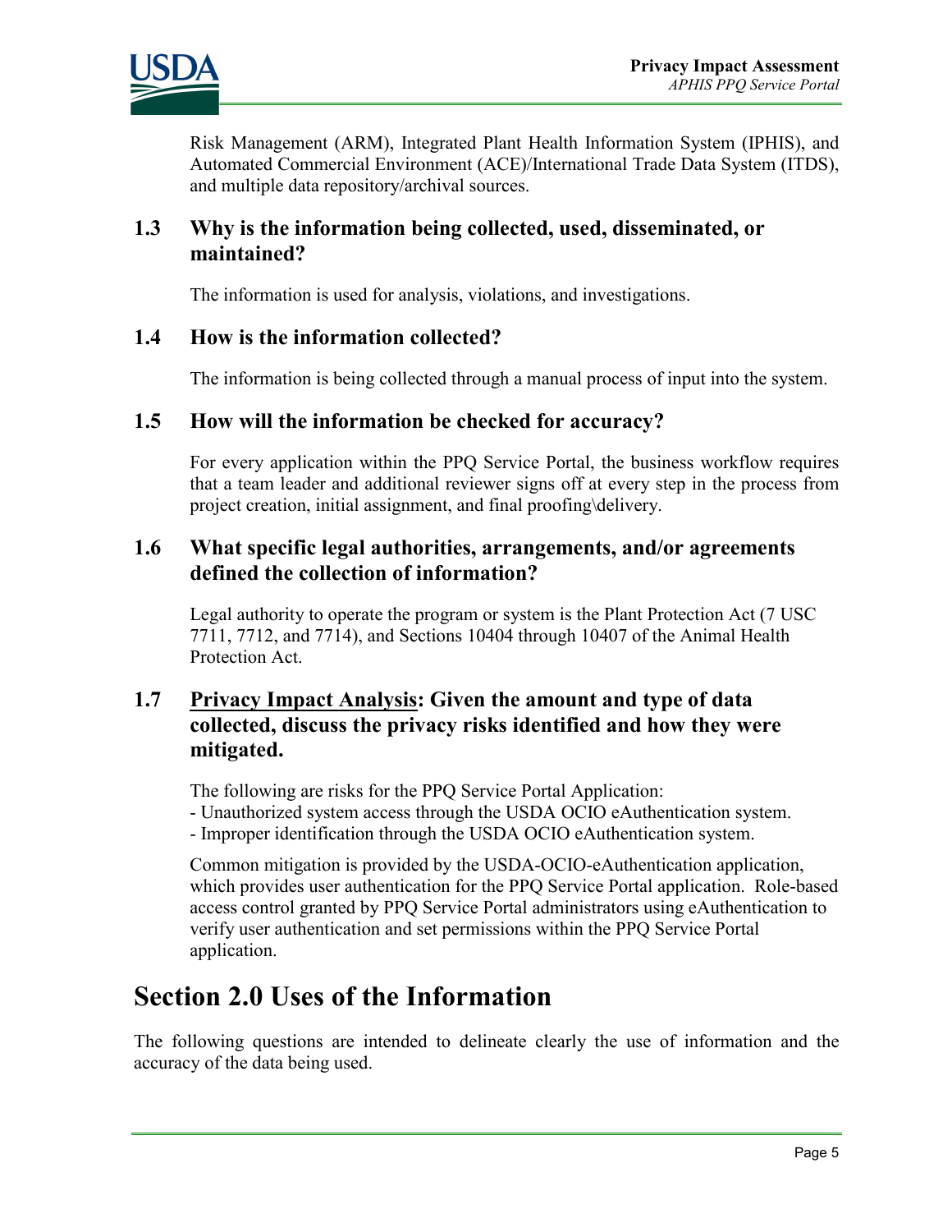Risk Management (ARM), Integrated Plant Health Information System (IPHIS), and Automated Commercial Environment (ACE)/International Trade Data System (ITDS), and multiple data repository/archival sources.

### 1.3 Why is the information being collected, used, disseminated, or maintained?

The information is used for analysis, violations, and investigations.

### 1.4 How is the information collected?

The information is being collected through a manual process of input into the system.

### 1.5 How will the information be checked for accuracy?

For every application within the PPQ Service Portal, the business workflow requires that a team leader and additional reviewer signs off at every step in the process from project creation, initial assignment, and final proofing\delivery.

### 1.6 What specific legal authorities, arrangements, and/or agreements defined the collection of information?

Legal authority to operate the program or system is the Plant Protection Act (7 USC 7711, 7712, and 7714), and Sections 10404 through 10407 of the Animal Health Protection Act.

### 1.7 Privacy Impact Analysis: Given the amount and type of data collected, discuss the privacy risks identified and how they were mitigated.

The following are risks for the PPQ Service Portal Application:
- Unauthorized system access through the USDA OCIO eAuthentication system.
- Improper identification through the USDA OCIO eAuthentication system.

Common mitigation is provided by the USDA-OCIO-eAuthentication application, which provides user authentication for the PPQ Service Portal application. Role-based access control granted by PPQ Service Portal administrators using eAuthentication to verify user authentication and set permissions within the PPQ Service Portal application.

# Section 2.0 Uses of the Information

The following questions are intended to delineate clearly the use of information and the accuracy of the data being used.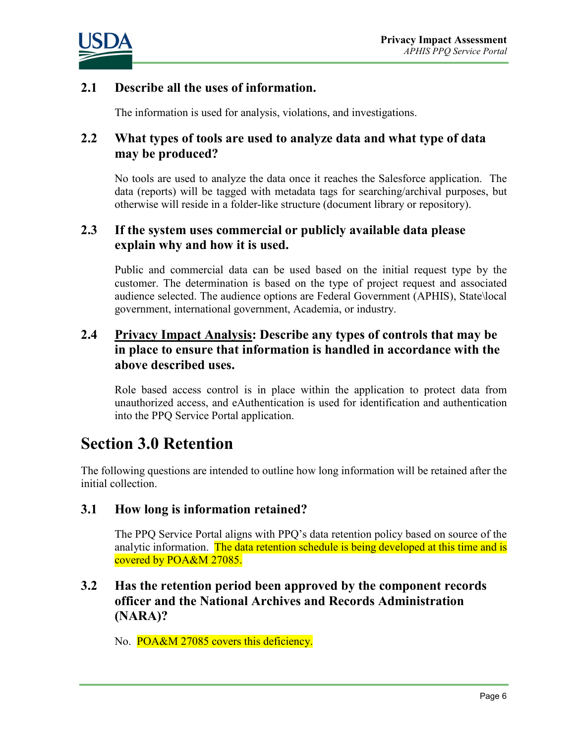### 2.1 Describe all the uses of information.

The information is used for analysis, violations, and investigations.

### 2.2 What types of tools are used to analyze data and what type of data may be produced?

No tools are used to analyze the data once it reaches the Salesforce application. The data (reports) will be tagged with metadata tags for searching/archival purposes, but otherwise will reside in a folder-like structure (document library or repository).

### 2.3 If the system uses commercial or publicly available data please explain why and how it is used.

Public and commercial data can be used based on the initial request type by the customer. The determination is based on the type of project request and associated audience selected. The audience options are Federal Government (APHIS), State\local government, international government, Academia, or industry.

### 2.4 Privacy Impact Analysis: Describe any types of controls that may be in place to ensure that information is handled in accordance with the above described uses.

Role based access control is in place within the application to protect data from unauthorized access, and eAuthentication is used for identification and authentication into the PPQ Service Portal application.

## Section 3.0 Retention

The following questions are intended to outline how long information will be retained after the initial collection.

### 3.1 How long is information retained?

The PPQ Service Portal aligns with PPQ's data retention policy based on source of the analytic information. The data retention schedule is being developed at this time and is covered by POA&M 27085.

### 3.2 Has the retention period been approved by the component records officer and the National Archives and Records Administration (NARA)?

No. POA&M 27085 covers this deficiency.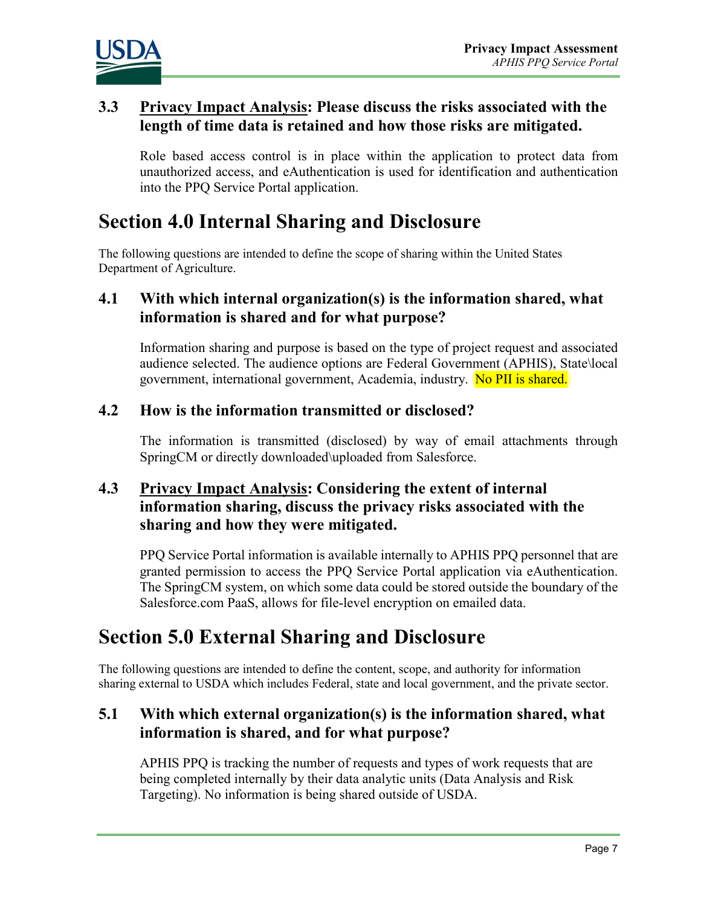### 3.3 Privacy Impact Analysis: Please discuss the risks associated with the length of time data is retained and how those risks are mitigated.

Role based access control is in place within the application to protect data from unauthorized access, and eAuthentication is used for identification and authentication into the PPQ Service Portal application.

# Section 4.0 Internal Sharing and Disclosure

The following questions are intended to define the scope of sharing within the United States Department of Agriculture.

### 4.1 With which internal organization(s) is the information shared, what information is shared and for what purpose?

Information sharing and purpose is based on the type of project request and associated audience selected. The audience options are Federal Government (APHIS), State\local government, international government, Academia, industry. No PII is shared.

### 4.2 How is the information transmitted or disclosed?

The information is transmitted (disclosed) by way of email attachments through SpringCM or directly downloaded\uploaded from Salesforce.

### 4.3 Privacy Impact Analysis: Considering the extent of internal information sharing, discuss the privacy risks associated with the sharing and how they were mitigated.

PPQ Service Portal information is available internally to APHIS PPQ personnel that are granted permission to access the PPQ Service Portal application via eAuthentication. The SpringCM system, on which some data could be stored outside the boundary of the Salesforce.com PaaS, allows for file-level encryption on emailed data.

# Section 5.0 External Sharing and Disclosure

The following questions are intended to define the content, scope, and authority for information sharing external to USDA which includes Federal, state and local government, and the private sector.

### 5.1 With which external organization(s) is the information shared, what information is shared, and for what purpose?

APHIS PPQ is tracking the number of requests and types of work requests that are being completed internally by their data analytic units (Data Analysis and Risk Targeting). No information is being shared outside of USDA.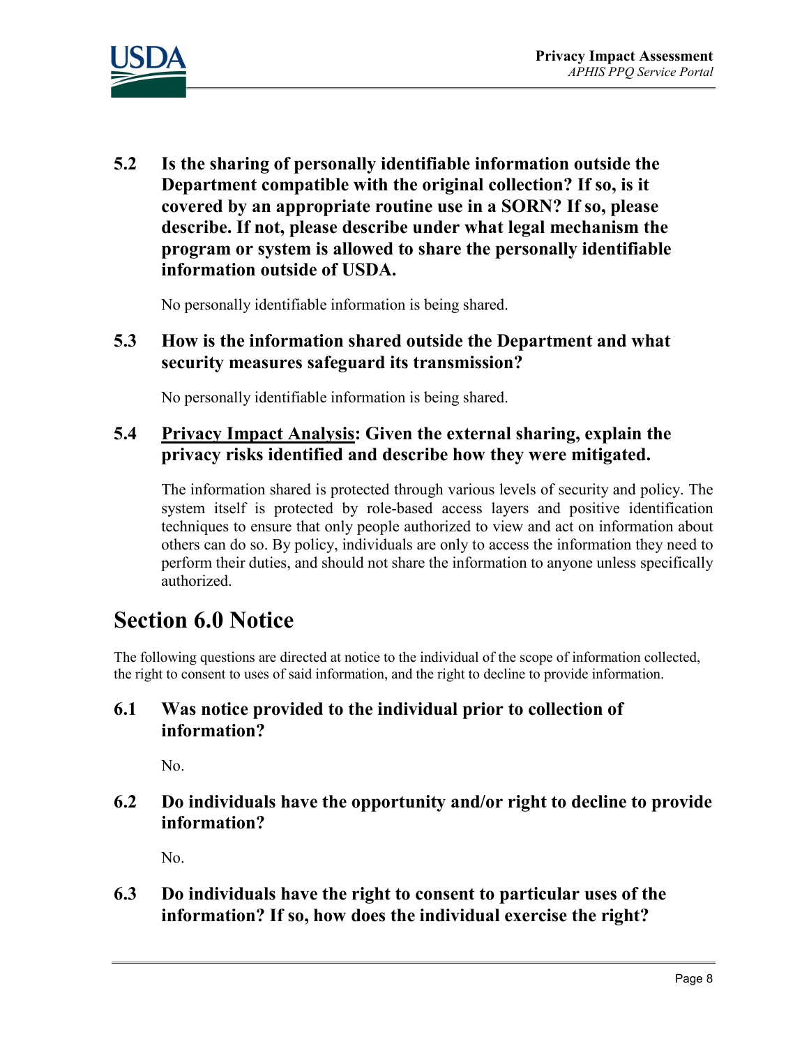### 5.2 Is the sharing of personally identifiable information outside the Department compatible with the original collection? If so, is it covered by an appropriate routine use in a SORN? If so, please describe. If not, please describe under what legal mechanism the program or system is allowed to share the personally identifiable information outside of USDA.

No personally identifiable information is being shared.

### 5.3 How is the information shared outside the Department and what security measures safeguard its transmission?

No personally identifiable information is being shared.

### 5.4 Privacy Impact Analysis: Given the external sharing, explain the privacy risks identified and describe how they were mitigated.

The information shared is protected through various levels of security and policy. The system itself is protected by role-based access layers and positive identification techniques to ensure that only people authorized to view and act on information about others can do so. By policy, individuals are only to access the information they need to perform their duties, and should not share the information to anyone unless specifically authorized.

## Section 6.0 Notice

The following questions are directed at notice to the individual of the scope of information collected, the right to consent to uses of said information, and the right to decline to provide information.

### 6.1 Was notice provided to the individual prior to collection of information?

No.

### 6.2 Do individuals have the opportunity and/or right to decline to provide information?

No.

### 6.3 Do individuals have the right to consent to particular uses of the information? If so, how does the individual exercise the right?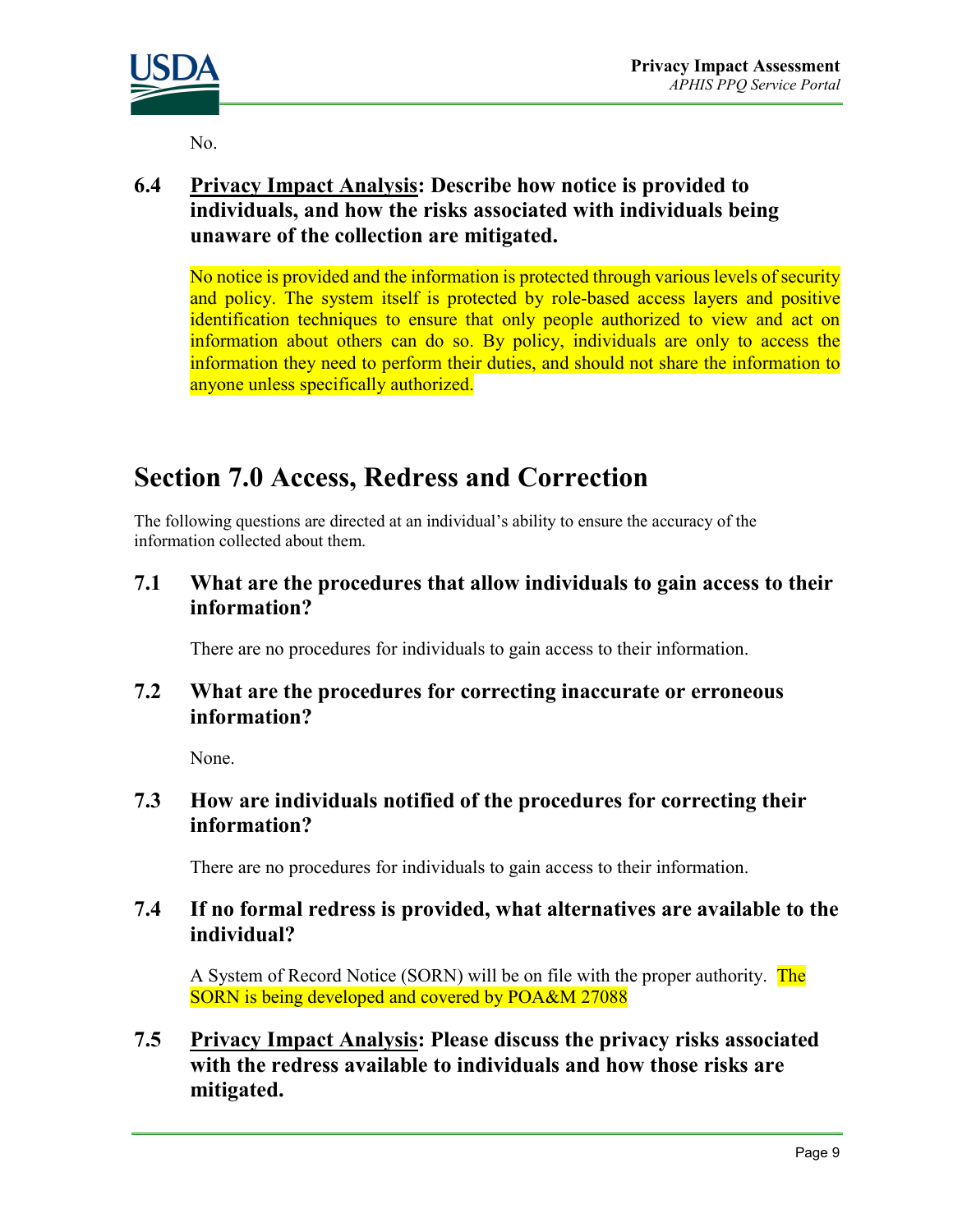No.

### 6.4 Privacy Impact Analysis: Describe how notice is provided to individuals, and how the risks associated with individuals being unaware of the collection are mitigated.

No notice is provided and the information is protected through various levels of security and policy. The system itself is protected by role-based access layers and positive identification techniques to ensure that only people authorized to view and act on information about others can do so. By policy, individuals are only to access the information they need to perform their duties, and should not share the information to anyone unless specifically authorized.

## Section 7.0 Access, Redress and Correction

The following questions are directed at an individual's ability to ensure the accuracy of the information collected about them.

### 7.1 What are the procedures that allow individuals to gain access to their information?

There are no procedures for individuals to gain access to their information.

### 7.2 What are the procedures for correcting inaccurate or erroneous information?

None.

### 7.3 How are individuals notified of the procedures for correcting their information?

There are no procedures for individuals to gain access to their information.

### 7.4 If no formal redress is provided, what alternatives are available to the individual?

A System of Record Notice (SORN) will be on file with the proper authority. The SORN is being developed and covered by POA&M 27088

### 7.5 Privacy Impact Analysis: Please discuss the privacy risks associated with the redress available to individuals and how those risks are mitigated.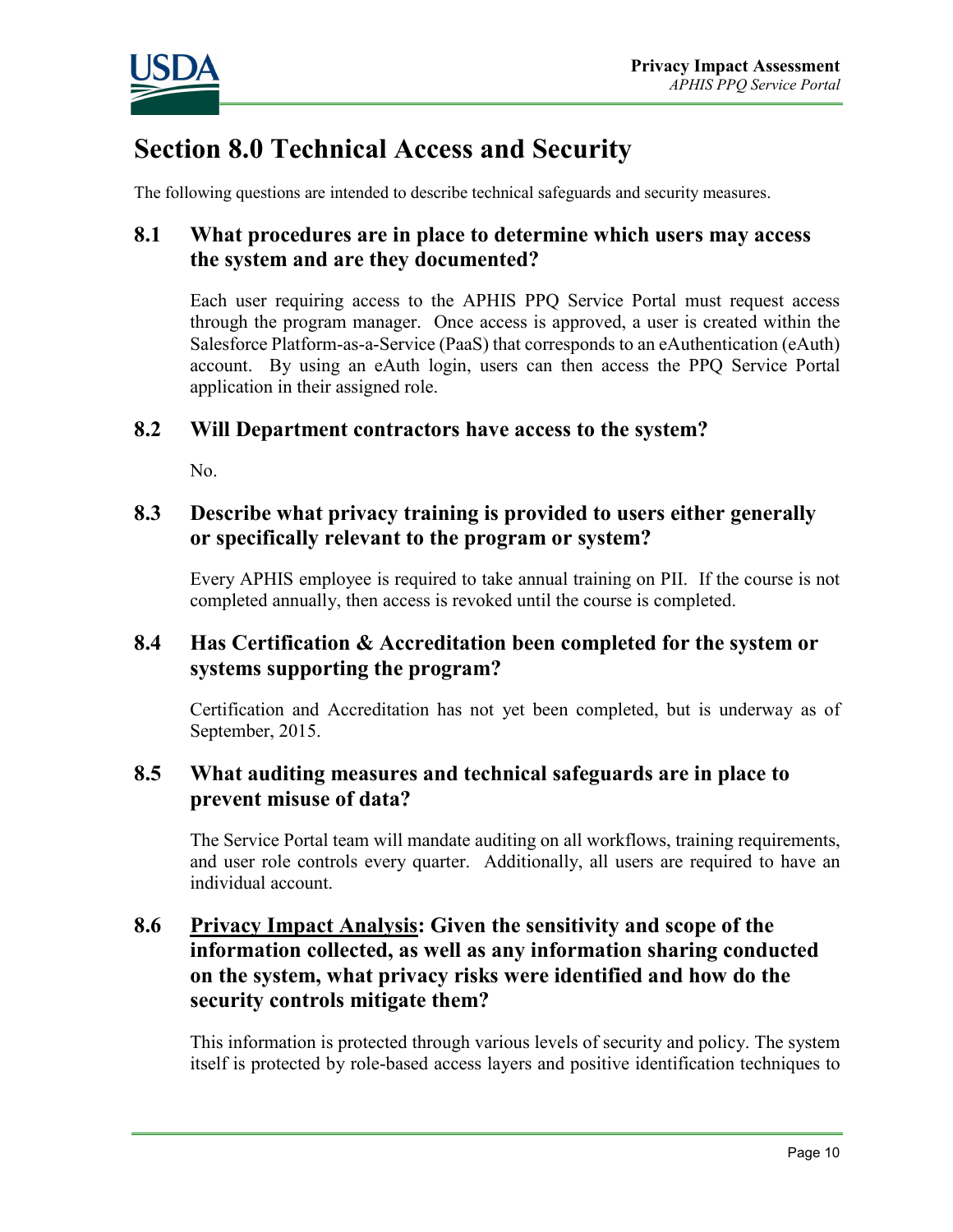# Section 8.0 Technical Access and Security

The following questions are intended to describe technical safeguards and security measures.

## 8.1 What procedures are in place to determine which users may access the system and are they documented?

Each user requiring access to the APHIS PPQ Service Portal must request access through the program manager. Once access is approved, a user is created within the Salesforce Platform-as-a-Service (PaaS) that corresponds to an eAuthentication (eAuth) account. By using an eAuth login, users can then access the PPQ Service Portal application in their assigned role.

## 8.2 Will Department contractors have access to the system?

No.

## 8.3 Describe what privacy training is provided to users either generally or specifically relevant to the program or system?

Every APHIS employee is required to take annual training on PII. If the course is not completed annually, then access is revoked until the course is completed.

## 8.4 Has Certification & Accreditation been completed for the system or systems supporting the program?

Certification and Accreditation has not yet been completed, but is underway as of September, 2015.

## 8.5 What auditing measures and technical safeguards are in place to prevent misuse of data?

The Service Portal team will mandate auditing on all workflows, training requirements, and user role controls every quarter. Additionally, all users are required to have an individual account.

## 8.6 Privacy Impact Analysis: Given the sensitivity and scope of the information collected, as well as any information sharing conducted on the system, what privacy risks were identified and how do the security controls mitigate them?

This information is protected through various levels of security and policy. The system itself is protected by role-based access layers and positive identification techniques to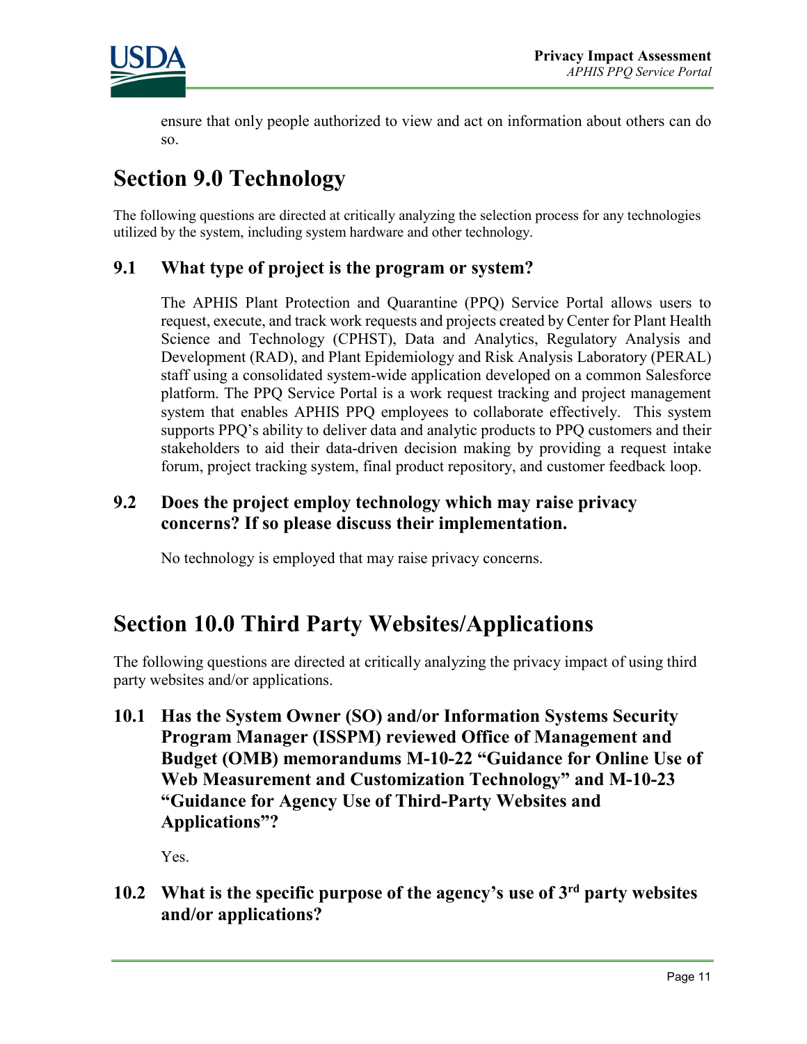ensure that only people authorized to view and act on information about others can do so.

# Section 9.0 Technology

The following questions are directed at critically analyzing the selection process for any technologies utilized by the system, including system hardware and other technology.

## 9.1 What type of project is the program or system?

The APHIS Plant Protection and Quarantine (PPQ) Service Portal allows users to request, execute, and track work requests and projects created by Center for Plant Health Science and Technology (CPHST), Data and Analytics, Regulatory Analysis and Development (RAD), and Plant Epidemiology and Risk Analysis Laboratory (PERAL) staff using a consolidated system-wide application developed on a common Salesforce platform. The PPQ Service Portal is a work request tracking and project management system that enables APHIS PPQ employees to collaborate effectively. This system supports PPQ's ability to deliver data and analytic products to PPQ customers and their stakeholders to aid their data-driven decision making by providing a request intake forum, project tracking system, final product repository, and customer feedback loop.

## 9.2 Does the project employ technology which may raise privacy concerns? If so please discuss their implementation.

No technology is employed that may raise privacy concerns.

# Section 10.0 Third Party Websites/Applications

The following questions are directed at critically analyzing the privacy impact of using third party websites and/or applications.

## 10.1 Has the System Owner (SO) and/or Information Systems Security Program Manager (ISSPM) reviewed Office of Management and Budget (OMB) memorandums M-10-22 "Guidance for Online Use of Web Measurement and Customization Technology" and M-10-23 "Guidance for Agency Use of Third-Party Websites and Applications"?

Yes.

## 10.2 What is the specific purpose of the agency's use of 3rd party websites and/or applications?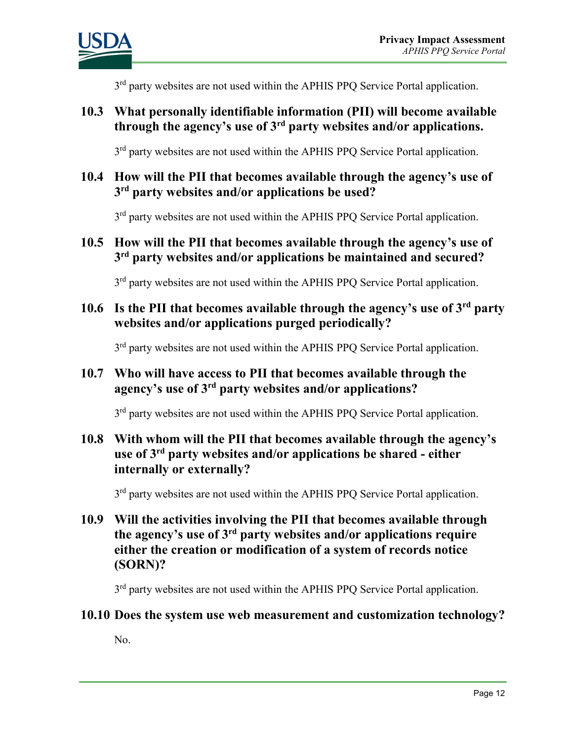3rd party websites are not used within the APHIS PPQ Service Portal application.

## 10.3 What personally identifiable information (PII) will become available through the agency's use of 3rd party websites and/or applications.

3rd party websites are not used within the APHIS PPQ Service Portal application.

## 10.4 How will the PII that becomes available through the agency's use of 3rd party websites and/or applications be used?

3rd party websites are not used within the APHIS PPQ Service Portal application.

## 10.5 How will the PII that becomes available through the agency's use of 3rd party websites and/or applications be maintained and secured?

3rd party websites are not used within the APHIS PPQ Service Portal application.

## 10.6 Is the PII that becomes available through the agency's use of 3rd party websites and/or applications purged periodically?

3rd party websites are not used within the APHIS PPQ Service Portal application.

## 10.7 Who will have access to PII that becomes available through the agency's use of 3rd party websites and/or applications?

3rd party websites are not used within the APHIS PPQ Service Portal application.

## 10.8 With whom will the PII that becomes available through the agency's use of 3rd party websites and/or applications be shared - either internally or externally?

3rd party websites are not used within the APHIS PPQ Service Portal application.

## 10.9 Will the activities involving the PII that becomes available through the agency's use of 3rd party websites and/or applications require either the creation or modification of a system of records notice (SORN)?

3rd party websites are not used within the APHIS PPQ Service Portal application.

## 10.10 Does the system use web measurement and customization technology?

No.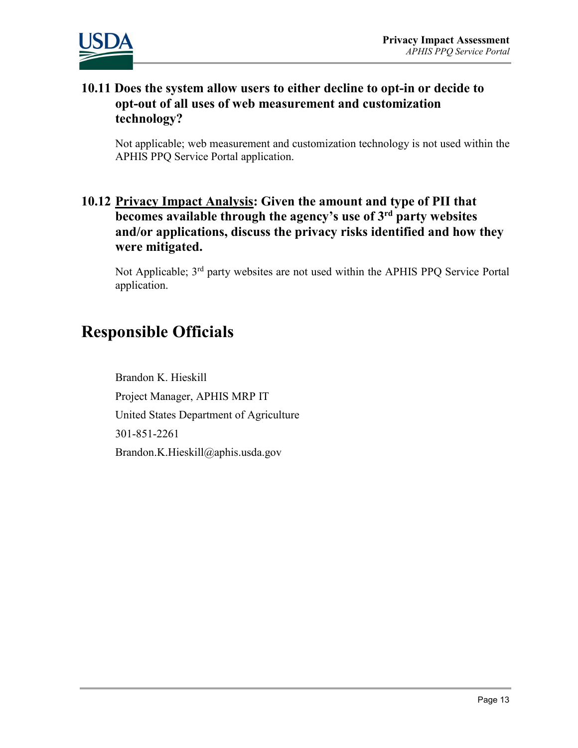### 10.11 Does the system allow users to either decline to opt-in or decide to opt-out of all uses of web measurement and customization technology?

Not applicable; web measurement and customization technology is not used within the APHIS PPQ Service Portal application.

### 10.12 Privacy Impact Analysis: Given the amount and type of PII that becomes available through the agency's use of 3rd party websites and/or applications, discuss the privacy risks identified and how they were mitigated.

Not Applicable; 3rd party websites are not used within the APHIS PPQ Service Portal application.

# Responsible Officials

Brandon K. Hieskill

Project Manager, APHIS MRP IT

United States Department of Agriculture

301-851-2261

Brandon.K.Hieskill@aphis.usda.gov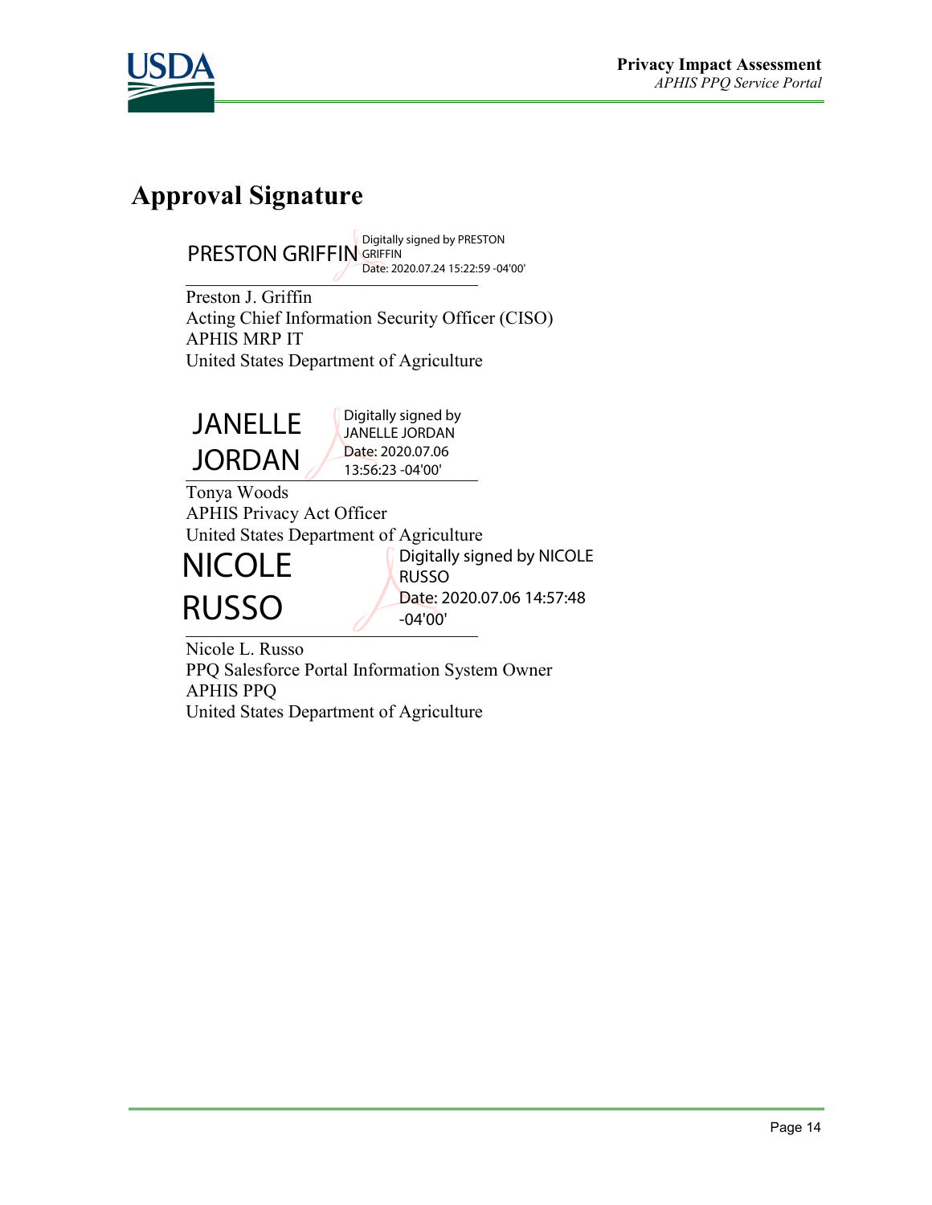# Approval Signature

PRESTON GRIFFIN Digitally signed by PRESTON GRIFFIN Date: 2020.07.24 15:22:59 -04'00'

Preston J. Griffin
Acting Chief Information Security Officer (CISO)
APHIS MRP IT
United States Department of Agriculture

JANELLE JORDAN Digitally signed by JANELLE JORDAN Date: 2020.07.06 13:56:23 -04'00'

Tonya Woods
APHIS Privacy Act Officer
United States Department of Agriculture

NICOLE RUSSO Digitally signed by NICOLE RUSSO Date: 2020.07.06 14:57:48 -04'00'

Nicole L. Russo
PPQ Salesforce Portal Information System Owner
APHIS PPQ
United States Department of Agriculture